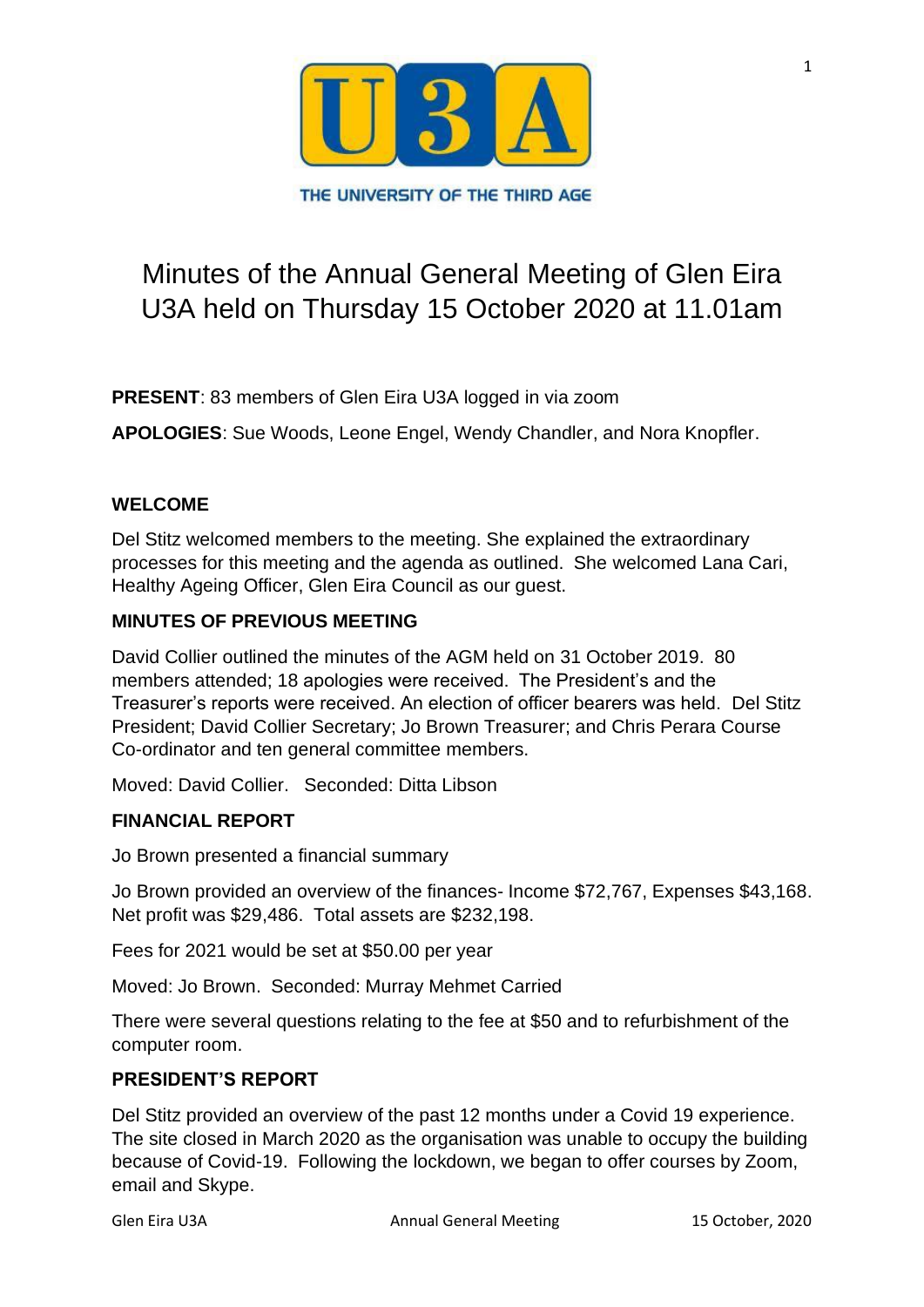THE UNIVERSITY OF THE THIRD AGE

# Minutes of the Annual General Meeting of Glen Eira U3A held on Thursday 15 October 2020 at 11.01am

**PRESENT**: 83 members of Glen Eira U3A logged in via zoom

**APOLOGIES**: Sue Woods, Leone Engel, Wendy Chandler, and Nora Knopfler.

## WELCOME

Del Stitz welcomed members to the meeting. She explained the extraordinary processes for this meeting and the agenda as outlined. She welcomed Lana Cari, Healthy Ageing Officer, Glen Eira Council as our guest.

## MINUTES OF PREVIOUS MEETING

David Collier outlined the minutes of the AGM held on 31 October 2019. 80 members attended; 18 apologies were received. The President's and the Treasurer's reports were received. An election of officer bearers was held. Del Stitz President; David Collier Secretary; Jo Brown Treasurer; and Chris Perara Course Co-ordinator and ten general committee members.

Moved: David Collier. Seconded: Ditta Libson

## FINANCIAL REPORT

Jo Brown presented a financial summary

Jo Brown provided an overview of the finances- Income $72,767, Expenses $43,168. Net profit was $29,486. Total assets are $232,198.

Fees for 2021 would be set at $50.00 per year

Moved: Jo Brown. Seconded: Murray Mehmet Carried

There were several questions relating to the fee at $50 and to refurbishment of the computer room.

## PRESIDENT'S REPORT

Del Stitz provided an overview of the past 12 months under a Covid 19 experience. The site closed in March 2020 as the organisation was unable to occupy the building because of Covid-19. Following the lockdown, we began to offer courses by Zoom, email and Skype.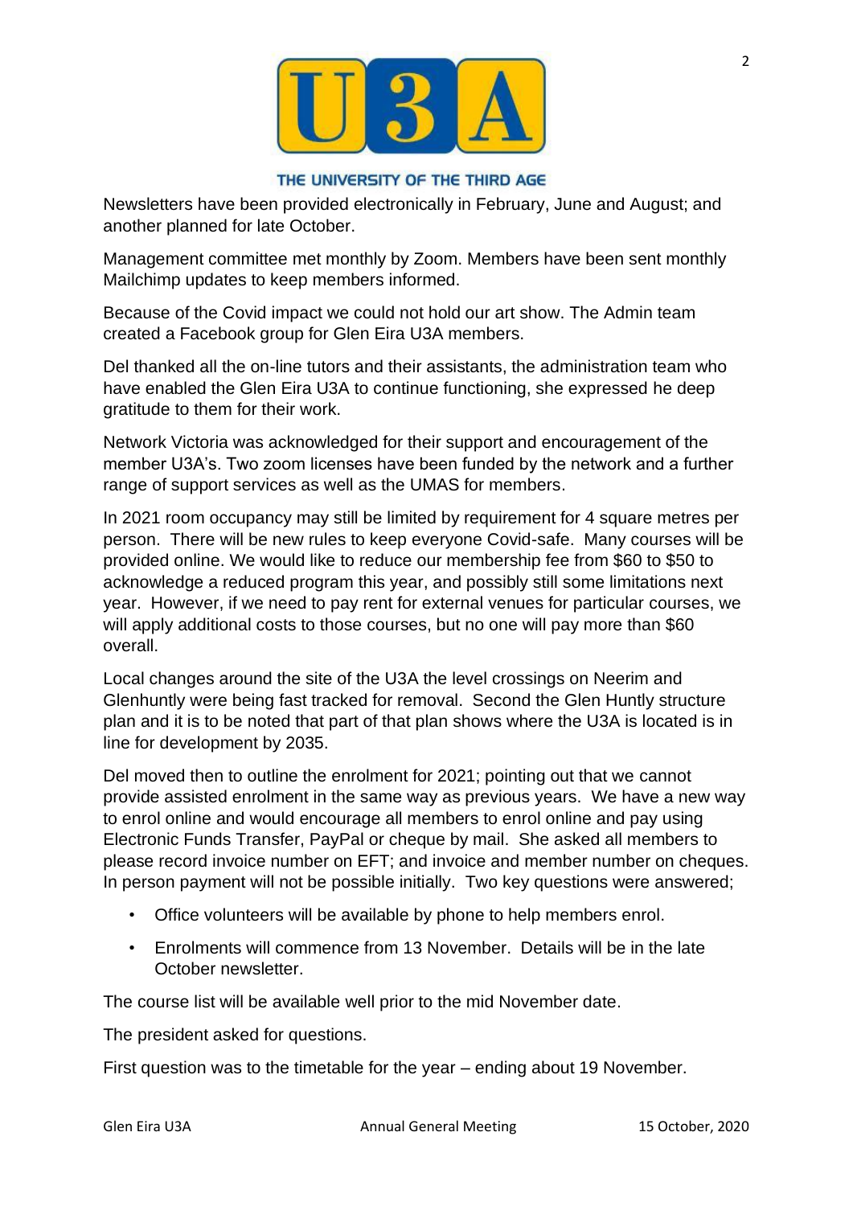Newsletters have been provided electronically in February, June and August; and another planned for late October.

Management committee met monthly by Zoom. Members have been sent monthly Mailchimp updates to keep members informed.

Because of the Covid impact we could not hold our art show. The Admin team created a Facebook group for Glen Eira U3A members.

Del thanked all the on-line tutors and their assistants, the administration team who have enabled the Glen Eira U3A to continue functioning, she expressed he deep gratitude to them for their work.

Network Victoria was acknowledged for their support and encouragement of the member U3A's. Two zoom licenses have been funded by the network and a further range of support services as well as the UMAS for members.

In 2021 room occupancy may still be limited by requirement for 4 square metres per person. There will be new rules to keep everyone Covid-safe. Many courses will be provided online. We would like to reduce our membership fee from $60 to $50 to acknowledge a reduced program this year, and possibly still some limitations next year. However, if we need to pay rent for external venues for particular courses, we will apply additional costs to those courses, but no one will pay more than $60 overall.

Local changes around the site of the U3A the level crossings on Neerim and Glenhuntly were being fast tracked for removal. Second the Glen Huntly structure plan and it is to be noted that part of that plan shows where the U3A is located is in line for development by 2035.

Del moved then to outline the enrolment for 2021; pointing out that we cannot provide assisted enrolment in the same way as previous years. We have a new way to enrol online and would encourage all members to enrol online and pay using Electronic Funds Transfer, PayPal or cheque by mail. She asked all members to please record invoice number on EFT; and invoice and member number on cheques. In person payment will not be possible initially. Two key questions were answered;

- Office volunteers will be available by phone to help members enrol.
- Enrolments will commence from 13 November. Details will be in the late October newsletter.

The course list will be available well prior to the mid November date.

The president asked for questions.

First question was to the timetable for the year – ending about 19 November.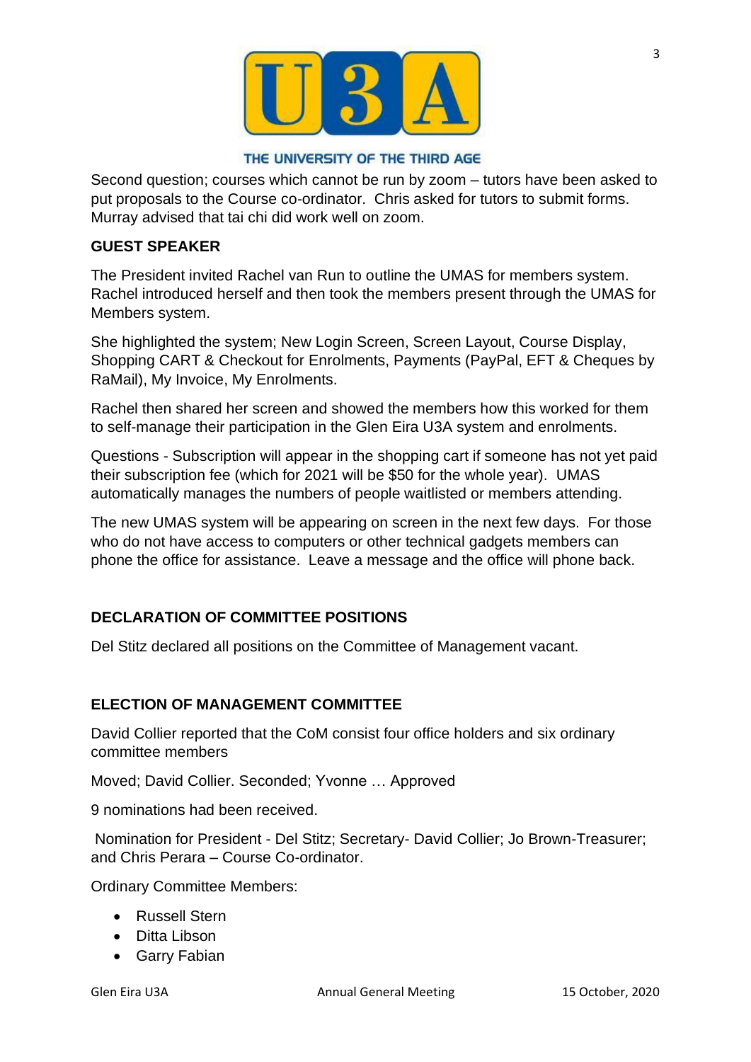Second question; courses which cannot be run by zoom – tutors have been asked to put proposals to the Course co-ordinator. Chris asked for tutors to submit forms. Murray advised that tai chi did work well on zoom.

**GUEST SPEAKER**

The President invited Rachel van Run to outline the UMAS for members system. Rachel introduced herself and then took the members present through the UMAS for Members system.

She highlighted the system; New Login Screen, Screen Layout, Course Display, Shopping CART & Checkout for Enrolments, Payments (PayPal, EFT & Cheques by RaMail), My Invoice, My Enrolments.

Rachel then shared her screen and showed the members how this worked for them to self-manage their participation in the Glen Eira U3A system and enrolments.

Questions - Subscription will appear in the shopping cart if someone has not yet paid their subscription fee (which for 2021 will be $50 for the whole year). UMAS automatically manages the numbers of people waitlisted or members attending.

The new UMAS system will be appearing on screen in the next few days. For those who do not have access to computers or other technical gadgets members can phone the office for assistance. Leave a message and the office will phone back.

**DECLARATION OF COMMITTEE POSITIONS**

Del Stitz declared all positions on the Committee of Management vacant.

**ELECTION OF MANAGEMENT COMMITTEE**

David Collier reported that the CoM consist four office holders and six ordinary committee members

Moved; David Collier. Seconded; Yvonne … Approved

9 nominations had been received.

Nomination for President - Del Stitz; Secretary- David Collier; Jo Brown-Treasurer; and Chris Perara – Course Co-ordinator.

Ordinary Committee Members:

- Russell Stern
- Ditta Libson
- Garry Fabian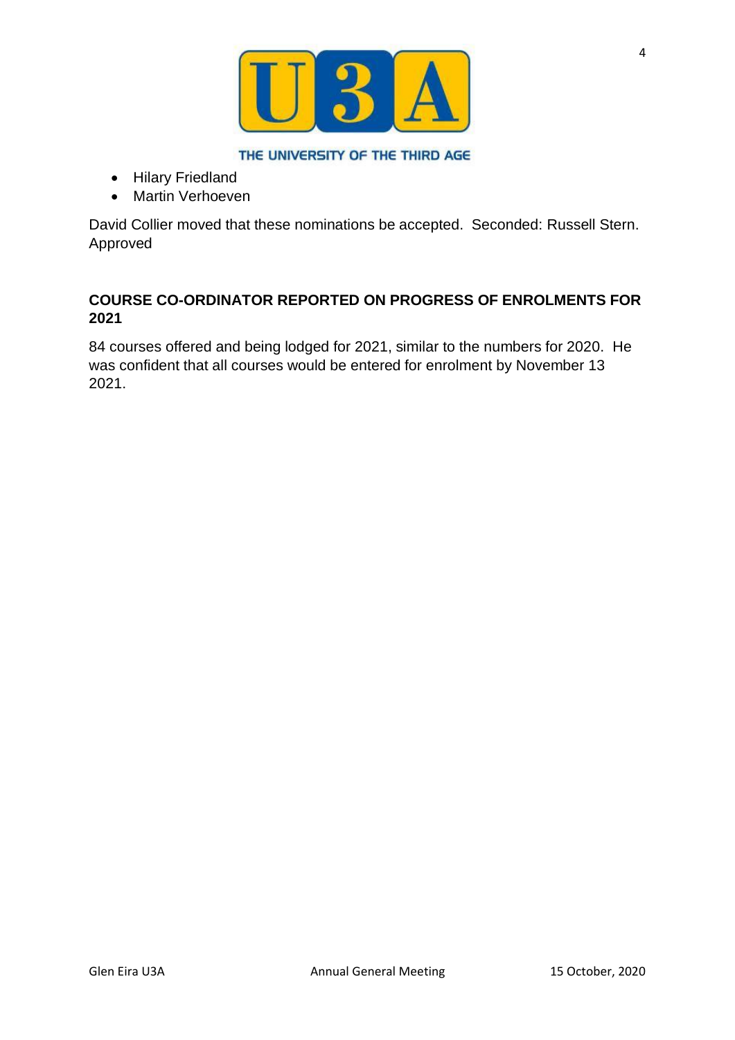- Hilary Friedland
- Martin Verhoeven

David Collier moved that these nominations be accepted. Seconded: Russell Stern. Approved

**COURSE CO-ORDINATOR REPORTED ON PROGRESS OF ENROLMENTS FOR 2021**

84 courses offered and being lodged for 2021, similar to the numbers for 2020. He was confident that all courses would be entered for enrolment by November 13 2021.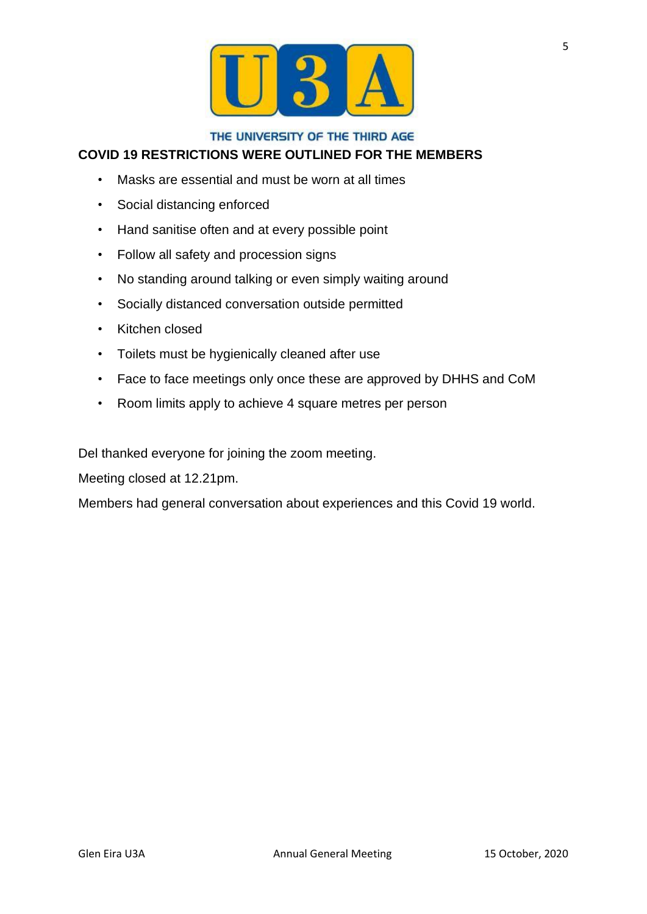THE UNIVERSITY OF THE THIRD AGE

**COVID 19 RESTRICTIONS WERE OUTLINED FOR THE MEMBERS**

- Masks are essential and must be worn at all times
- Social distancing enforced
- Hand sanitise often and at every possible point
- Follow all safety and procession signs
- No standing around talking or even simply waiting around
- Socially distanced conversation outside permitted
- Kitchen closed
- Toilets must be hygienically cleaned after use
- Face to face meetings only once these are approved by DHHS and CoM
- Room limits apply to achieve 4 square metres per person

Del thanked everyone for joining the zoom meeting.

Meeting closed at 12.21pm.

Members had general conversation about experiences and this Covid 19 world.